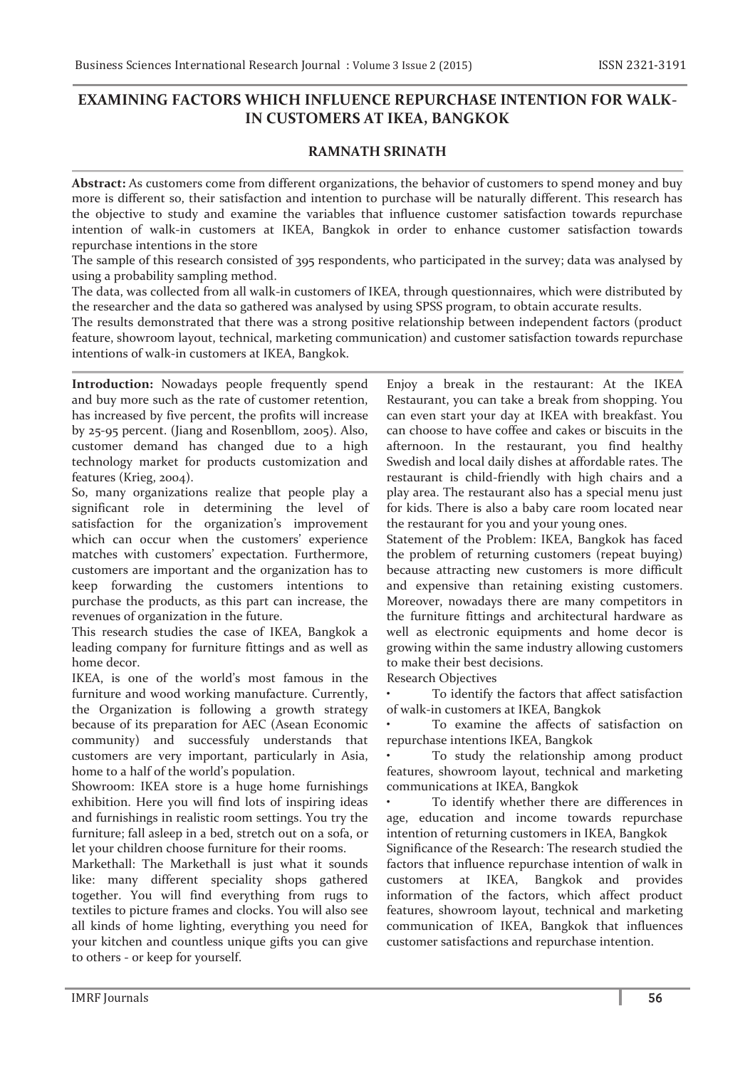# EXAMINING FACTORS WHICH INFLUENCE REPURCHASE INTENTION FOR WALK-IN CUSTOMERS AT IKEA, BANGKOK

**RAMNATH SRINATH**

**Abstract:** As customers come from different organizations, the behavior of customers to spend money and buy more is different so, their satisfaction and intention to purchase will be naturally different. This research has the objective to study and examine the variables that influence customer satisfaction towards repurchase intention of walk-in customers at IKEA, Bangkok in order to enhance customer satisfaction towards repurchase intentions in the store

The sample of this research consisted of 395 respondents, who participated in the survey; data was analysed by using a probability sampling method.

The data, was collected from all walk-in customers of IKEA, through questionnaires, which were distributed by the researcher and the data so gathered was analysed by using SPSS program, to obtain accurate results.

The results demonstrated that there was a strong positive relationship between independent factors (product feature, showroom layout, technical, marketing communication) and customer satisfaction towards repurchase intentions of walk-in customers at IKEA, Bangkok.

**Introduction:** Nowadays people frequently spend and buy more such as the rate of customer retention, has increased by five percent, the profits will increase by 25-95 percent. (Jiang and Rosenbllom, 2005). Also, customer demand has changed due to a high technology market for products customization and features (Krieg, 2004).

So, many organizations realize that people play a significant role in determining the level of satisfaction for the organization's improvement which can occur when the customers' experience matches with customers' expectation. Furthermore, customers are important and the organization has to keep forwarding the customers intentions to purchase the products, as this part can increase, the revenues of organization in the future.

This research studies the case of IKEA, Bangkok a leading company for furniture fittings and as well as home decor.

IKEA, is one of the world's most famous in the furniture and wood working manufacture. Currently, the Organization is following a growth strategy because of its preparation for AEC (Asean Economic community) and successfuly understands that customers are very important, particularly in Asia, home to a half of the world's population.

Showroom: IKEA store is a huge home furnishings exhibition. Here you will find lots of inspiring ideas and furnishings in realistic room settings. You try the furniture; fall asleep in a bed, stretch out on a sofa, or let your children choose furniture for their rooms.

Markethall: The Markethall is just what it sounds like: many different speciality shops gathered together. You will find everything from rugs to textiles to picture frames and clocks. You will also see all kinds of home lighting, everything you need for your kitchen and countless unique gifts you can give to others - or keep for yourself.

Enjoy a break in the restaurant: At the IKEA Restaurant, you can take a break from shopping. You can even start your day at IKEA with breakfast. You can choose to have coffee and cakes or biscuits in the afternoon. In the restaurant, you find healthy Swedish and local daily dishes at affordable rates. The restaurant is child-friendly with high chairs and a play area. The restaurant also has a special menu just for kids. There is also a baby care room located near the restaurant for you and your young ones.

Statement of the Problem: IKEA, Bangkok has faced the problem of returning customers (repeat buying) because attracting new customers is more difficult and expensive than retaining existing customers. Moreover, nowadays there are many competitors in the furniture fittings and architectural hardware as well as electronic equipments and home decor is growing within the same industry allowing customers to make their best decisions.

Research Objectives

- To identify the factors that affect satisfaction of walk-in customers at IKEA, Bangkok
- To examine the affects of satisfaction on repurchase intentions IKEA, Bangkok
- To study the relationship among product features, showroom layout, technical and marketing communications at IKEA, Bangkok
- To identify whether there are differences in age, education and income towards repurchase intention of returning customers in IKEA, Bangkok

Significance of the Research: The research studied the factors that influence repurchase intention of walk in customers at IKEA, Bangkok and provides information of the factors, which affect product features, showroom layout, technical and marketing communication of IKEA, Bangkok that influences customer satisfactions and repurchase intention.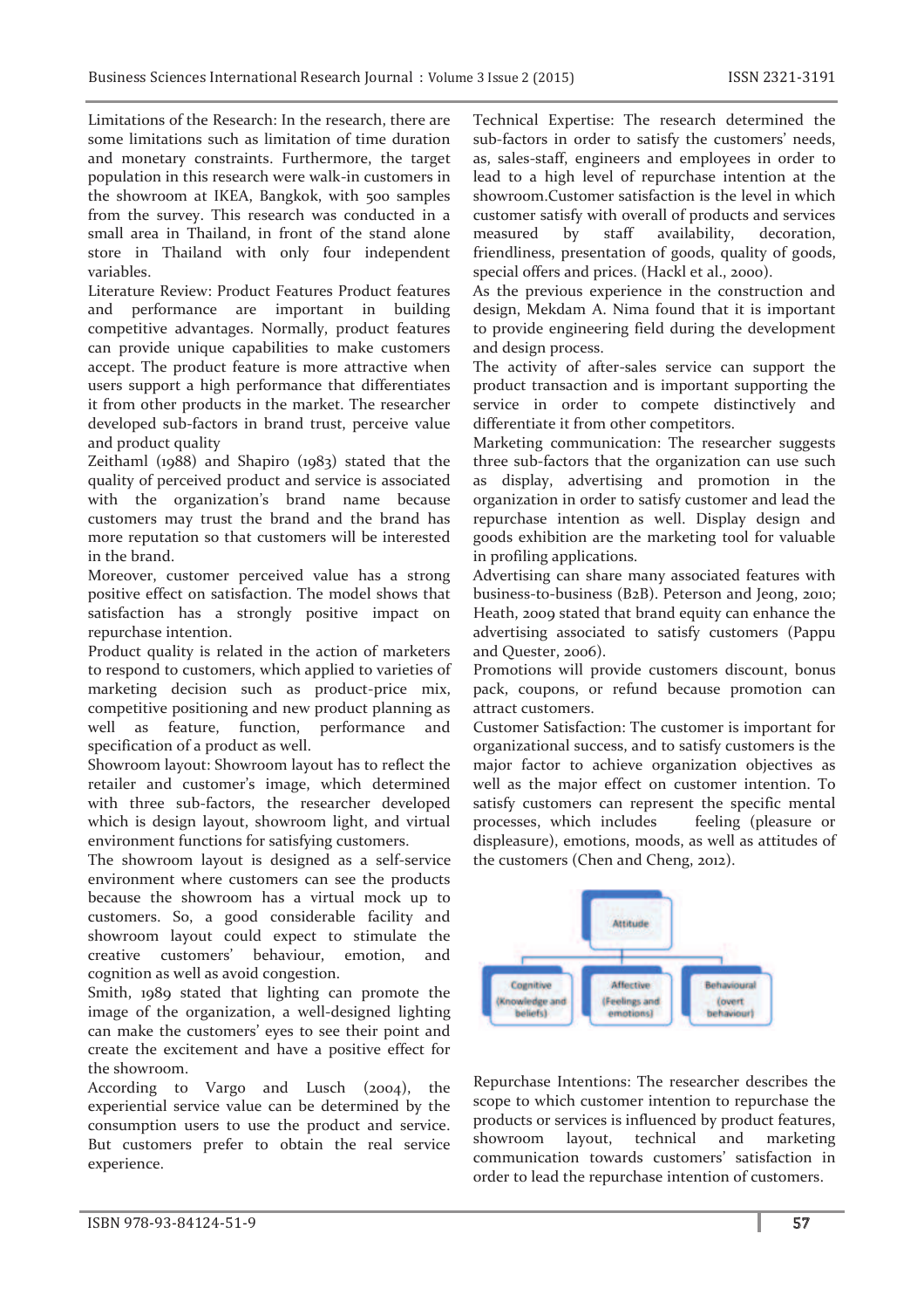Limitations of the Research: In the research, there are some limitations such as limitation of time duration and monetary constraints. Furthermore, the target population in this research were walk-in customers in the showroom at IKEA, Bangkok, with 500 samples from the survey. This research was conducted in a small area in Thailand, in front of the stand alone store in Thailand with only four independent variables.

Literature Review: Product Features Product features and performance are important in building competitive advantages. Normally, product features can provide unique capabilities to make customers accept. The product feature is more attractive when users support a high performance that differentiates it from other products in the market. The researcher developed sub-factors in brand trust, perceive value and product quality

Zeithaml (1988) and Shapiro (1983) stated that the quality of perceived product and service is associated with the organization's brand name because customers may trust the brand and the brand has more reputation so that customers will be interested in the brand.

Moreover, customer perceived value has a strong positive effect on satisfaction. The model shows that satisfaction has a strongly positive impact on repurchase intention.

Product quality is related in the action of marketers to respond to customers, which applied to varieties of marketing decision such as product-price mix, competitive positioning and new product planning as well as feature, function, performance and specification of a product as well.

Showroom layout: Showroom layout has to reflect the retailer and customer's image, which determined with three sub-factors, the researcher developed which is design layout, showroom light, and virtual environment functions for satisfying customers.

The showroom layout is designed as a self-service environment where customers can see the products because the showroom has a virtual mock up to customers. So, a good considerable facility and showroom layout could expect to stimulate the creative customers' behaviour, emotion, and cognition as well as avoid congestion.

Smith, 1989 stated that lighting can promote the image of the organization, a well-designed lighting can make the customers' eyes to see their point and create the excitement and have a positive effect for the showroom.

According to Vargo and Lusch (2004), the experiential service value can be determined by the consumption users to use the product and service. But customers prefer to obtain the real service experience.

Technical Expertise: The research determined the sub-factors in order to satisfy the customers' needs, as, sales-staff, engineers and employees in order to lead to a high level of repurchase intention at the showroom.Customer satisfaction is the level in which customer satisfy with overall of products and services measured by staff availability, decoration, friendliness, presentation of goods, quality of goods, special offers and prices. (Hackl et al., 2000).

As the previous experience in the construction and design, Mekdam A. Nima found that it is important to provide engineering field during the development and design process.

The activity of after-sales service can support the product transaction and is important supporting the service in order to compete distinctively and differentiate it from other competitors.

Marketing communication: The researcher suggests three sub-factors that the organization can use such as display, advertising and promotion in the organization in order to satisfy customer and lead the repurchase intention as well. Display design and goods exhibition are the marketing tool for valuable in profiling applications.

Advertising can share many associated features with business-to-business (B2B). Peterson and Jeong, 2010; Heath, 2009 stated that brand equity can enhance the advertising associated to satisfy customers (Pappu and Quester, 2006).

Promotions will provide customers discount, bonus pack, coupons, or refund because promotion can attract customers.

Customer Satisfaction: The customer is important for organizational success, and to satisfy customers is the major factor to achieve organization objectives as well as the major effect on customer intention. To satisfy customers can represent the specific mental processes, which includes feeling (pleasure or displeasure), emotions, moods, as well as attitudes of the customers (Chen and Cheng, 2012).

Attitude

Cognitive (Knowledge and beliefs) | Affective (Feelings and emotions) | Behavioural (overt behaviour)

Repurchase Intentions: The researcher describes the scope to which customer intention to repurchase the products or services is influenced by product features, showroom layout, technical and marketing communication towards customers' satisfaction in order to lead the repurchase intention of customers.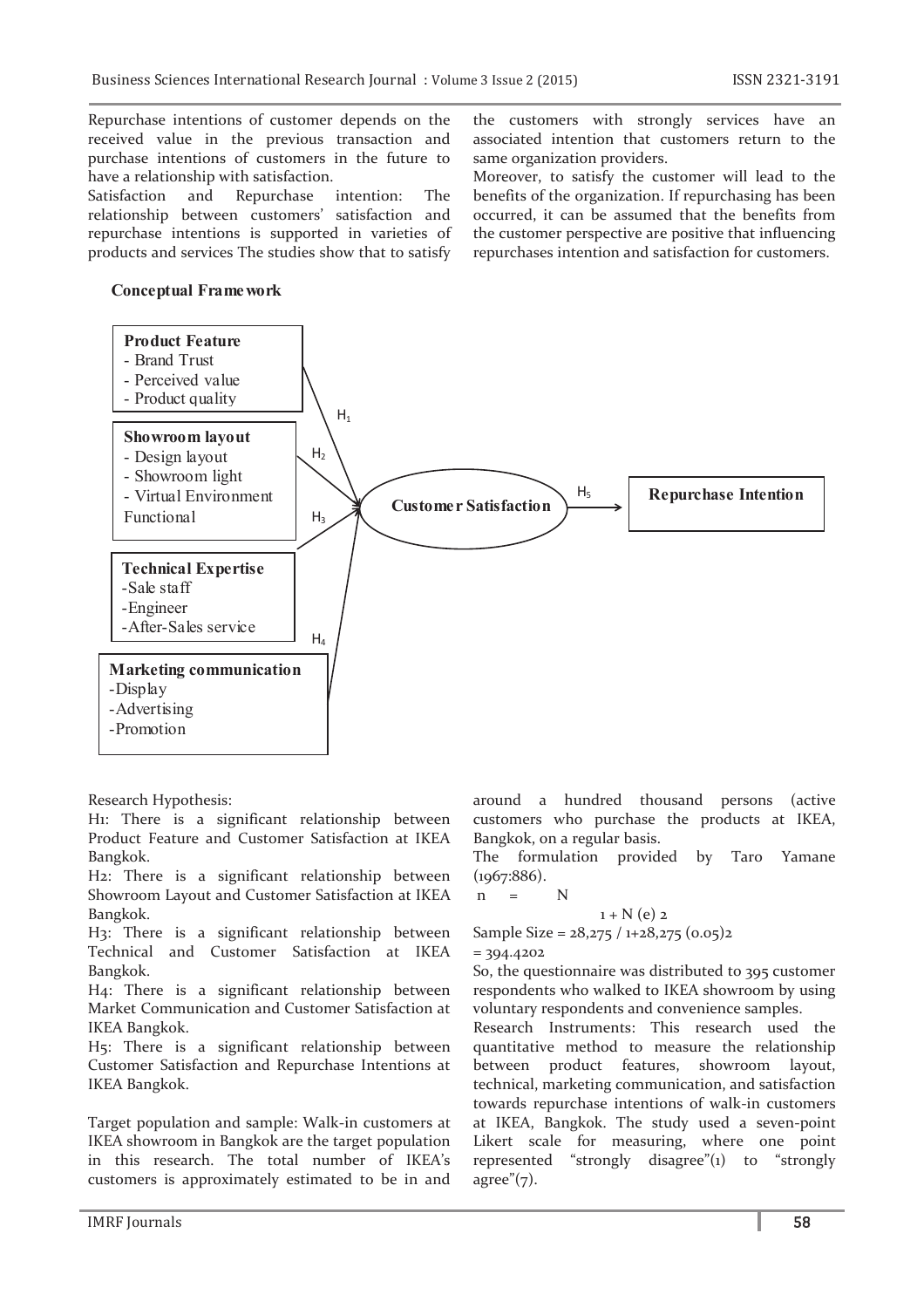Repurchase intentions of customer depends on the received value in the previous transaction and purchase intentions of customers in the future to have a relationship with satisfaction.

Satisfaction and Repurchase intention: The relationship between customers' satisfaction and repurchase intentions is supported in varieties of products and services The studies show that to satisfy the customers with strongly services have an associated intention that customers return to the same organization providers.

Moreover, to satisfy the customer will lead to the benefits of the organization. If repurchasing has been occurred, it can be assumed that the benefits from the customer perspective are positive that influencing repurchases intention and satisfaction for customers.

**Conceptual Framework**

**Product Feature**
- Brand Trust
- Perceived value
- Product quality

**Showroom layout**
- Design layout
- Showroom light
- Virtual Environment Functional

**Technical Expertise**
- Sale staff
- Engineer
- After-Sales service

**Marketing communication**
- Display
- Advertising
- Promotion

$H_1$, $H_2$, $H_3$, $H_4$ → **Customer Satisfaction** —$H_5$→ **Repurchase Intention**

Research Hypothesis:

H1: There is a significant relationship between Product Feature and Customer Satisfaction at IKEA Bangkok.

H2: There is a significant relationship between Showroom Layout and Customer Satisfaction at IKEA Bangkok.

H3: There is a significant relationship between Technical and Customer Satisfaction at IKEA Bangkok.

H4: There is a significant relationship between Market Communication and Customer Satisfaction at IKEA Bangkok.

H5: There is a significant relationship between Customer Satisfaction and Repurchase Intentions at IKEA Bangkok.

Target population and sample: Walk-in customers at IKEA showroom in Bangkok are the target population in this research. The total number of IKEA's customers is approximately estimated to be in and around a hundred thousand persons (active customers who purchase the products at IKEA, Bangkok, on a regular basis.

The formulation provided by Taro Yamane (1967:886).

$$n = \frac{N}{1 + N(e)^2}$$

Sample Size = 28,275 / 1+28,275 (0.05)2

= 394.4202

So, the questionnaire was distributed to 395 customer respondents who walked to IKEA showroom by using voluntary respondents and convenience samples.

Research Instruments: This research used the quantitative method to measure the relationship between product features, showroom layout, technical, marketing communication, and satisfaction towards repurchase intentions of walk-in customers at IKEA, Bangkok. The study used a seven-point Likert scale for measuring, where one point represented "strongly disagree"(1) to "strongly agree"(7).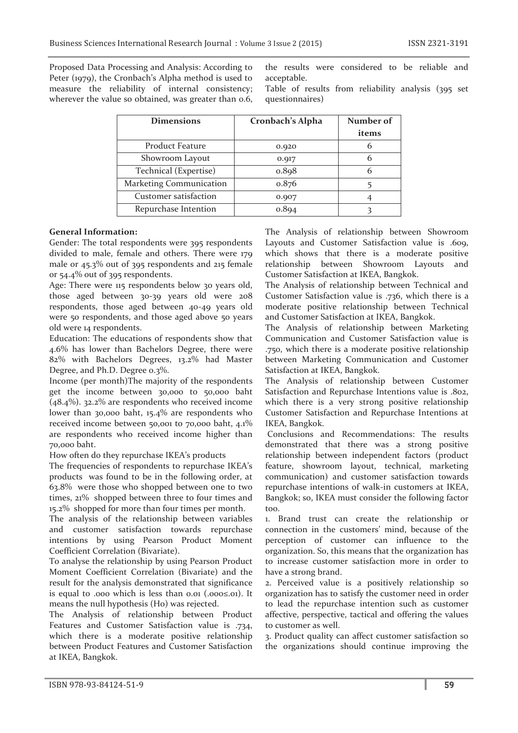Proposed Data Processing and Analysis: According to Peter (1979), the Cronbach's Alpha method is used to measure the reliability of internal consistency; wherever the value so obtained, was greater than 0.6, the results were considered to be reliable and acceptable.

Table of results from reliability analysis (395 set questionnaires)

| Dimensions | Cronbach's Alpha | Number of items |
|---|---|---|
| Product Feature | 0.920 | 6 |
| Showroom Layout | 0.917 | 6 |
| Technical (Expertise) | 0.898 | 6 |
| Marketing Communication | 0.876 | 5 |
| Customer satisfaction | 0.907 | 4 |
| Repurchase Intention | 0.894 | 3 |

**General Information:**

Gender: The total respondents were 395 respondents divided to male, female and others. There were 179 male or 45.3% out of 395 respondents and 215 female or 54.4% out of 395 respondents.

Age: There were 115 respondents below 30 years old, those aged between 30-39 years old were 208 respondents, those aged between 40-49 years old were 50 respondents, and those aged above 50 years old were 14 respondents.

Education: The educations of respondents show that 4.6% has lower than Bachelors Degree, there were 82% with Bachelors Degrees, 13.2% had Master Degree, and Ph.D. Degree 0.3%.

Income (per month)The majority of the respondents get the income between 30,000 to 50,000 baht (48.4%). 32.2% are respondents who received income lower than 30,000 baht, 15.4% are respondents who received income between 50,001 to 70,000 baht, 4.1% are respondents who received income higher than 70,000 baht.

How often do they repurchase IKEA's products

The frequencies of respondents to repurchase IKEA's products was found to be in the following order, at 63.8% were those who shopped between one to two times, 21% shopped between three to four times and 15.2% shopped for more than four times per month.

The analysis of the relationship between variables and customer satisfaction towards repurchase intentions by using Pearson Product Moment Coefficient Correlation (Bivariate).

To analyse the relationship by using Pearson Product Moment Coefficient Correlation (Bivariate) and the result for the analysis demonstrated that significance is equal to .000 which is less than 0.01 (.000≤.01). It means the null hypothesis (H0) was rejected.

The Analysis of relationship between Product Features and Customer Satisfaction value is .734, which there is a moderate positive relationship between Product Features and Customer Satisfaction at IKEA, Bangkok.

The Analysis of relationship between Showroom Layouts and Customer Satisfaction value is .609, which shows that there is a moderate positive relationship between Showroom Layouts and Customer Satisfaction at IKEA, Bangkok.

The Analysis of relationship between Technical and Customer Satisfaction value is .736, which there is a moderate positive relationship between Technical and Customer Satisfaction at IKEA, Bangkok.

The Analysis of relationship between Marketing Communication and Customer Satisfaction value is .750, which there is a moderate positive relationship between Marketing Communication and Customer Satisfaction at IKEA, Bangkok.

The Analysis of relationship between Customer Satisfaction and Repurchase Intentions value is .802, which there is a very strong positive relationship Customer Satisfaction and Repurchase Intentions at IKEA, Bangkok.

Conclusions and Recommendations: The results demonstrated that there was a strong positive relationship between independent factors (product feature, showroom layout, technical, marketing communication) and customer satisfaction towards repurchase intentions of walk-in customers at IKEA, Bangkok; so, IKEA must consider the following factor too.

1. Brand trust can create the relationship or connection in the customers' mind, because of the perception of customer can influence to the organization. So, this means that the organization has to increase customer satisfaction more in order to have a strong brand.
2. Perceived value is a positively relationship so organization has to satisfy the customer need in order to lead the repurchase intention such as customer affective, perspective, tactical and offering the values to customer as well.
3. Product quality can affect customer satisfaction so the organizations should continue improving the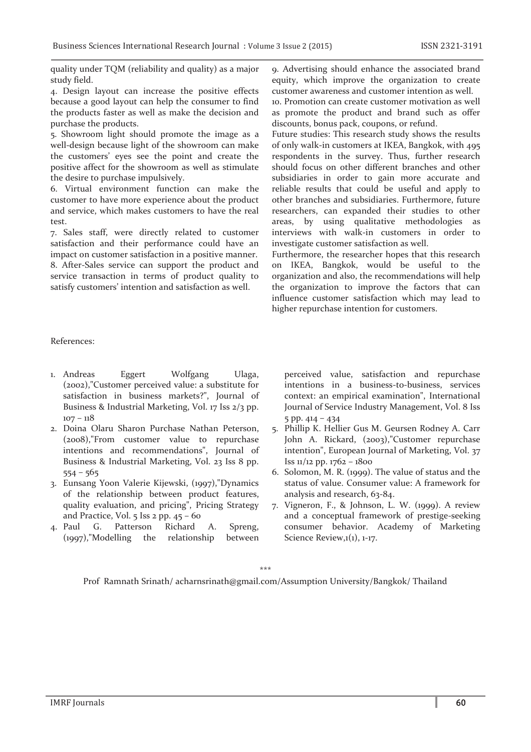quality under TQM (reliability and quality) as a major study field.

4. Design layout can increase the positive effects because a good layout can help the consumer to find the products faster as well as make the decision and purchase the products.
5. Showroom light should promote the image as a well-design because light of the showroom can make the customers' eyes see the point and create the positive affect for the showroom as well as stimulate the desire to purchase impulsively.
6. Virtual environment function can make the customer to have more experience about the product and service, which makes customers to have the real test.
7. Sales staff, were directly related to customer satisfaction and their performance could have an impact on customer satisfaction in a positive manner.
8. After-Sales service can support the product and service transaction in terms of product quality to satisfy customers' intention and satisfaction as well.
9. Advertising should enhance the associated brand equity, which improve the organization to create customer awareness and customer intention as well.
10. Promotion can create customer motivation as well as promote the product and brand such as offer discounts, bonus pack, coupons, or refund.

Future studies: This research study shows the results of only walk-in customers at IKEA, Bangkok, with 495 respondents in the survey. Thus, further research should focus on other different branches and other subsidiaries in order to gain more accurate and reliable results that could be useful and apply to other branches and subsidiaries. Furthermore, future researchers, can expanded their studies to other areas, by using qualitative methodologies as interviews with walk-in customers in order to investigate customer satisfaction as well.

Furthermore, the researcher hopes that this research on IKEA, Bangkok, would be useful to the organization and also, the recommendations will help the organization to improve the factors that can influence customer satisfaction which may lead to higher repurchase intention for customers.

References:

1. Andreas Eggert Wolfgang Ulaga, (2002),"Customer perceived value: a substitute for satisfaction in business markets?", Journal of Business & Industrial Marketing, Vol. 17 Iss 2/3 pp. 107 – 118
2. Doina Olaru Sharon Purchase Nathan Peterson, (2008),"From customer value to repurchase intentions and recommendations", Journal of Business & Industrial Marketing, Vol. 23 Iss 8 pp. 554 – 565
3. Eunsang Yoon Valerie Kijewski, (1997),"Dynamics of the relationship between product features, quality evaluation, and pricing", Pricing Strategy and Practice, Vol. 5 Iss 2 pp. 45 – 60
4. Paul G. Patterson Richard A. Spreng, (1997),"Modelling the relationship between perceived value, satisfaction and repurchase intentions in a business-to-business, services context: an empirical examination", International Journal of Service Industry Management, Vol. 8 Iss 5 pp. 414 – 434
5. Phillip K. Hellier Gus M. Geursen Rodney A. Carr John A. Rickard, (2003),"Customer repurchase intention", European Journal of Marketing, Vol. 37 Iss 11/12 pp. 1762 – 1800
6. Solomon, M. R. (1999). The value of status and the status of value. Consumer value: A framework for analysis and research, 63-84.
7. Vigneron, F., & Johnson, L. W. (1999). A review and a conceptual framework of prestige-seeking consumer behavior. Academy of Marketing Science Review,1(1), 1-17.

\*\*\*

Prof Ramnath Srinath/ acharnsrinath@gmail.com/Assumption University/Bangkok/ Thailand